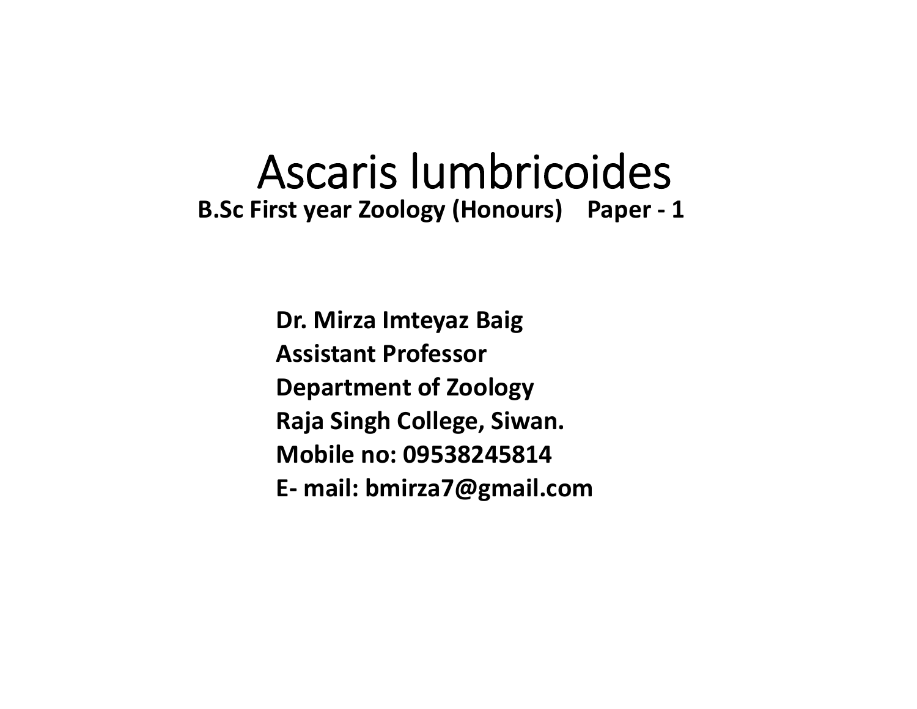# Ascaris lumbricoides

**B.Sc First year Zoology (Honours) Paper - 1**

**Dr. Mirza Imteyaz Baig**
**Assistant Professor**
**Department of Zoology**
**Raja Singh College, Siwan.**
**Mobile no: 09538245814**
**E- mail: bmirza7@gmail.com**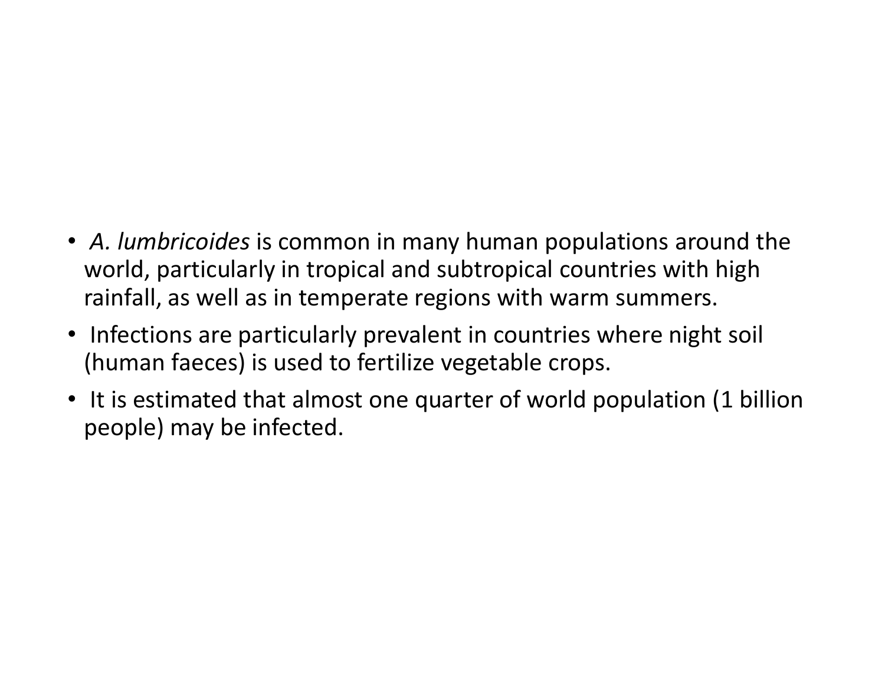- *A. lumbricoides* is common in many human populations around the world, particularly in tropical and subtropical countries with high rainfall, as well as in temperate regions with warm summers.
- Infections are particularly prevalent in countries where night soil (human faeces) is used to fertilize vegetable crops.
- It is estimated that almost one quarter of world population (1 billion people) may be infected.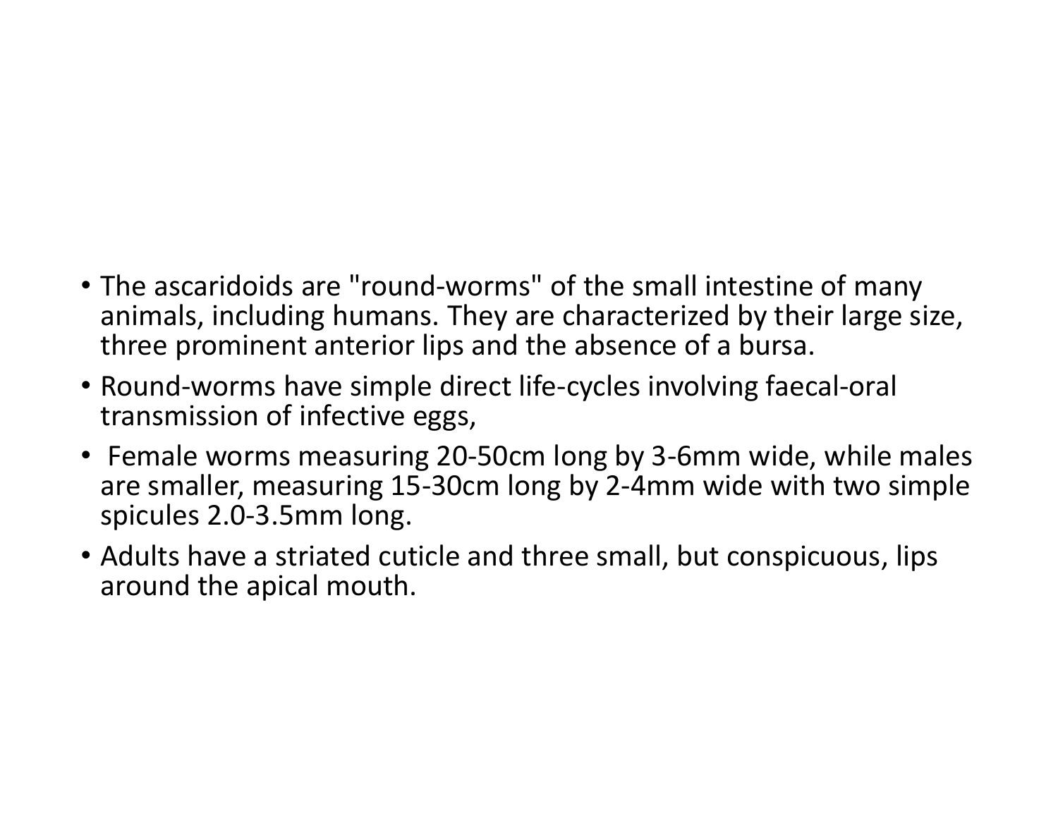- The ascaridoids are "round-worms" of the small intestine of many animals, including humans. They are characterized by their large size, three prominent anterior lips and the absence of a bursa.
- Round-worms have simple direct life-cycles involving faecal-oral transmission of infective eggs,
- Female worms measuring 20-50cm long by 3-6mm wide, while males are smaller, measuring 15-30cm long by 2-4mm wide with two simple spicules 2.0-3.5mm long.
- Adults have a striated cuticle and three small, but conspicuous, lips around the apical mouth.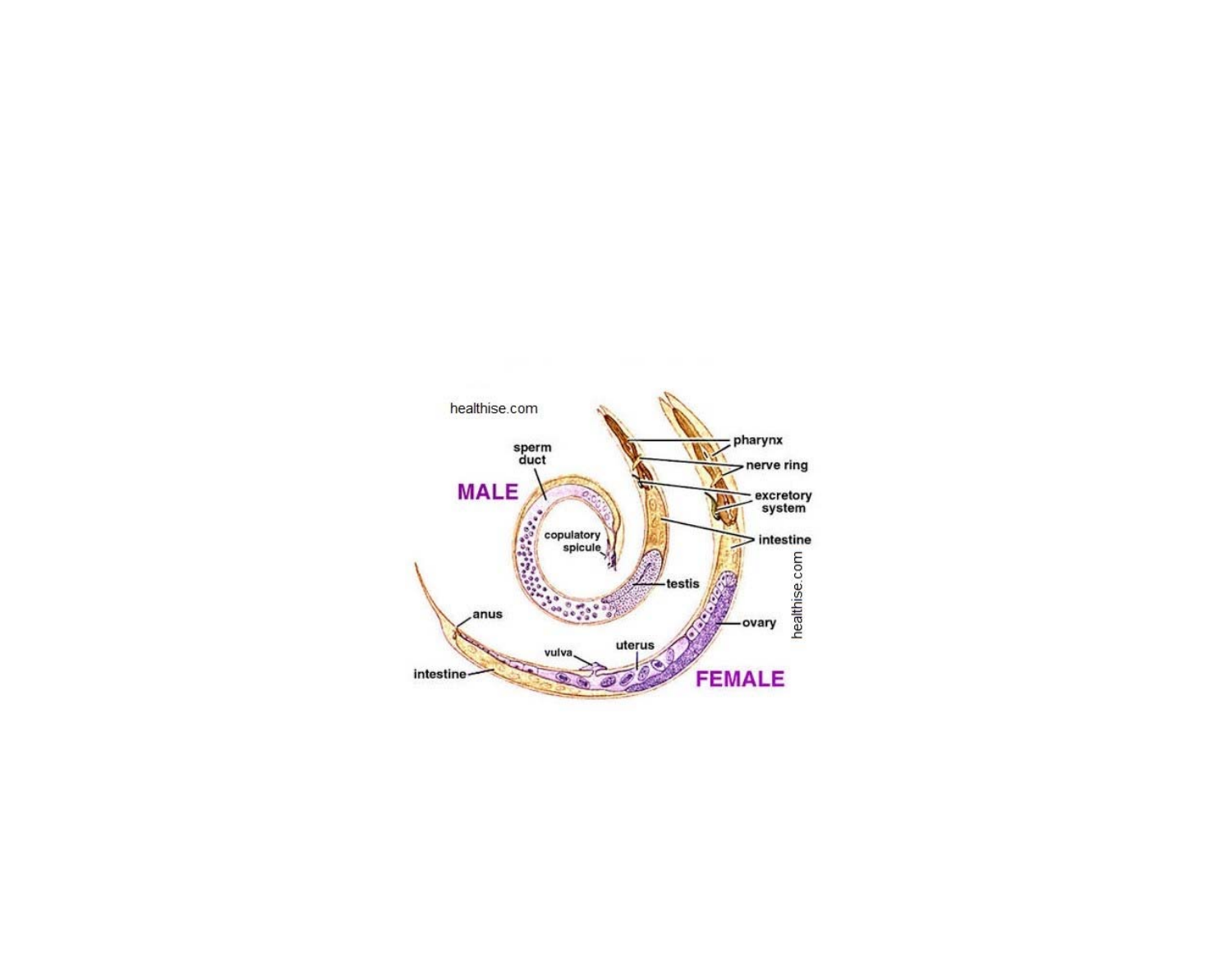healthise.com

MALE

sperm duct

copulatory spicule

testis

pharynx

nerve ring

excretory system

intestine

ovary

uterus

vulva

anus

intestine

FEMALE

healthise.com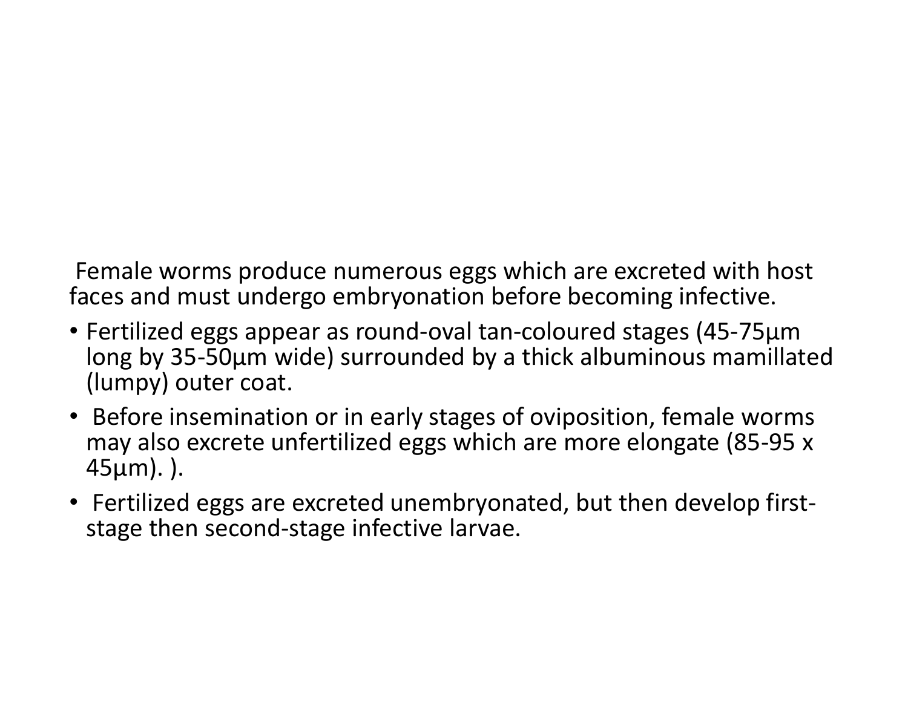Female worms produce numerous eggs which are excreted with host faces and must undergo embryonation before becoming infective.

- Fertilized eggs appear as round-oval tan-coloured stages (45-75µm long by 35-50µm wide) surrounded by a thick albuminous mamillated (lumpy) outer coat.
- Before insemination or in early stages of oviposition, female worms may also excrete unfertilized eggs which are more elongate (85-95 x 45µm). ).
- Fertilized eggs are excreted unembryonated, but then develop first-stage then second-stage infective larvae.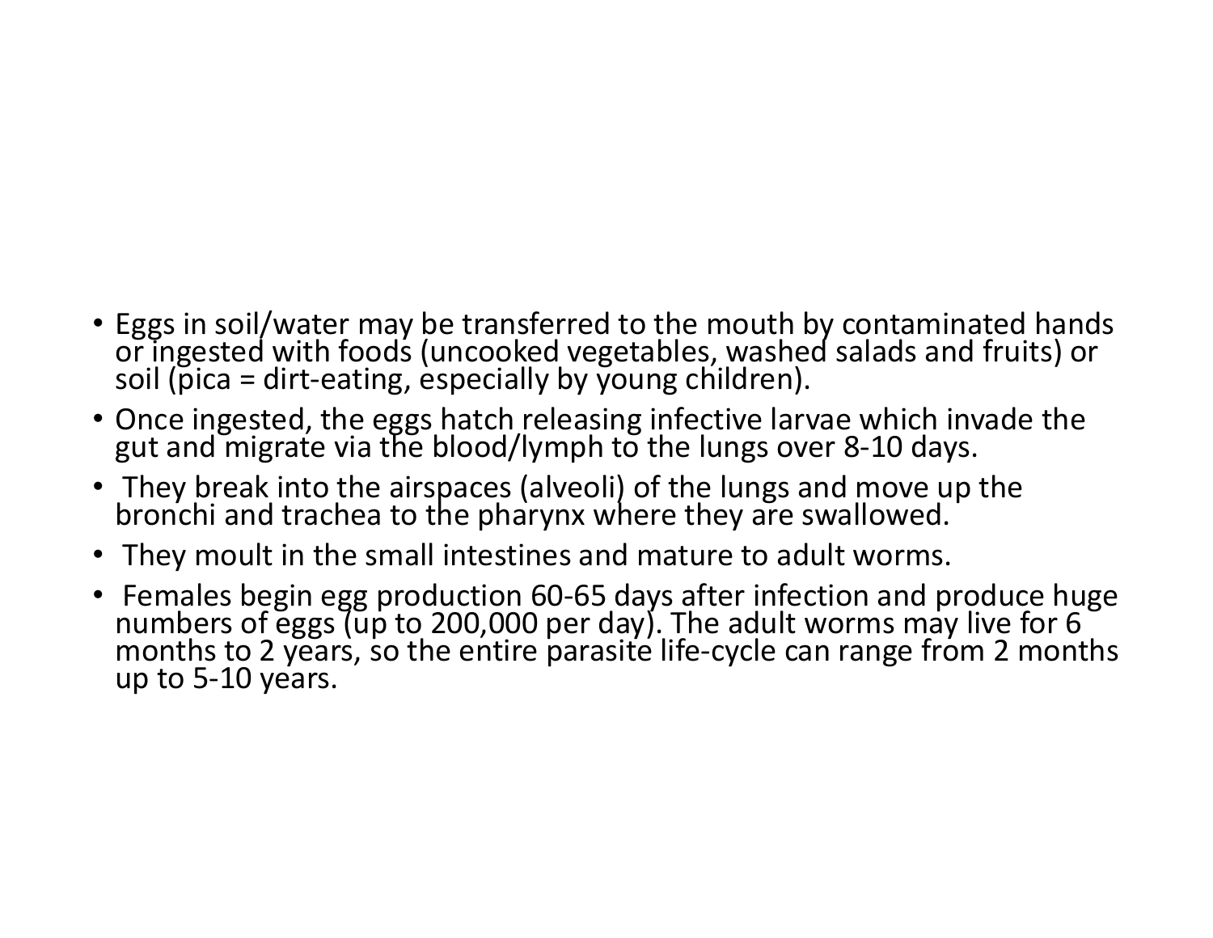- Eggs in soil/water may be transferred to the mouth by contaminated hands or ingested with foods (uncooked vegetables, washed salads and fruits) or soil (pica = dirt-eating, especially by young children).
- Once ingested, the eggs hatch releasing infective larvae which invade the gut and migrate via the blood/lymph to the lungs over 8-10 days.
- They break into the airspaces (alveoli) of the lungs and move up the bronchi and trachea to the pharynx where they are swallowed.
- They moult in the small intestines and mature to adult worms.
- Females begin egg production 60-65 days after infection and produce huge numbers of eggs (up to 200,000 per day). The adult worms may live for 6 months to 2 years, so the entire parasite life-cycle can range from 2 months up to 5-10 years.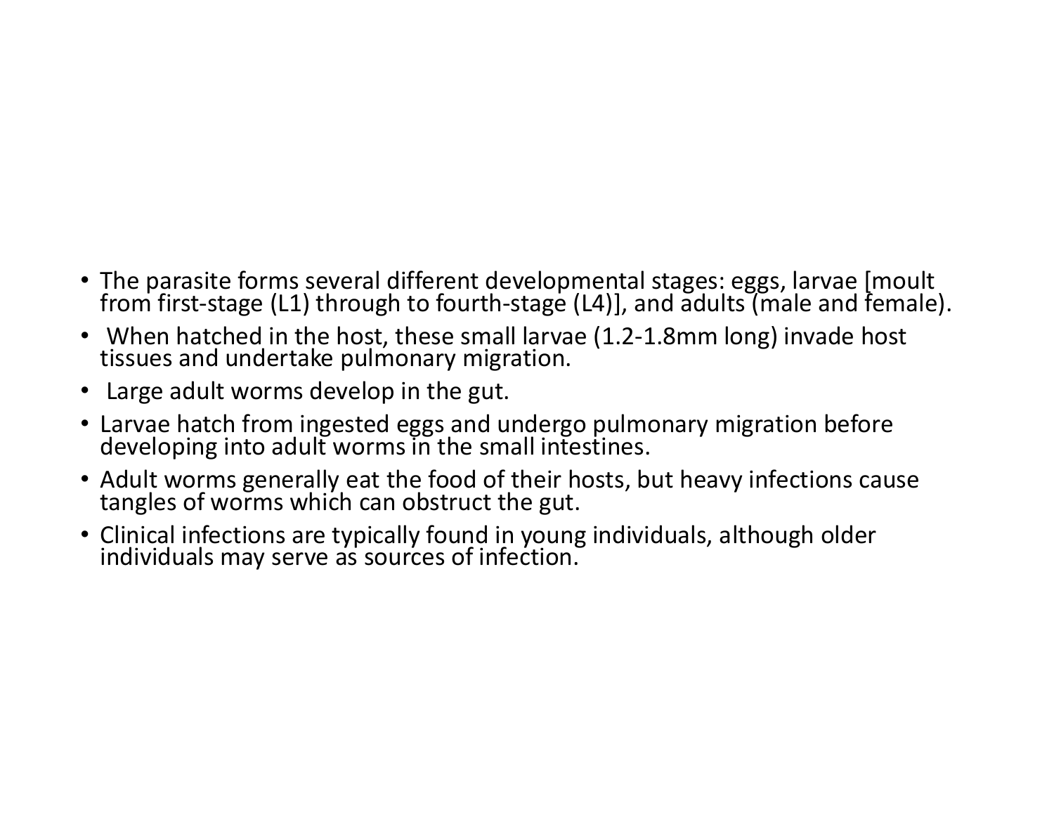- The parasite forms several different developmental stages: eggs, larvae [moult from first-stage (L1) through to fourth-stage (L4)], and adults (male and female).
- When hatched in the host, these small larvae (1.2-1.8mm long) invade host tissues and undertake pulmonary migration.
- Large adult worms develop in the gut.
- Larvae hatch from ingested eggs and undergo pulmonary migration before developing into adult worms in the small intestines.
- Adult worms generally eat the food of their hosts, but heavy infections cause tangles of worms which can obstruct the gut.
- Clinical infections are typically found in young individuals, although older individuals may serve as sources of infection.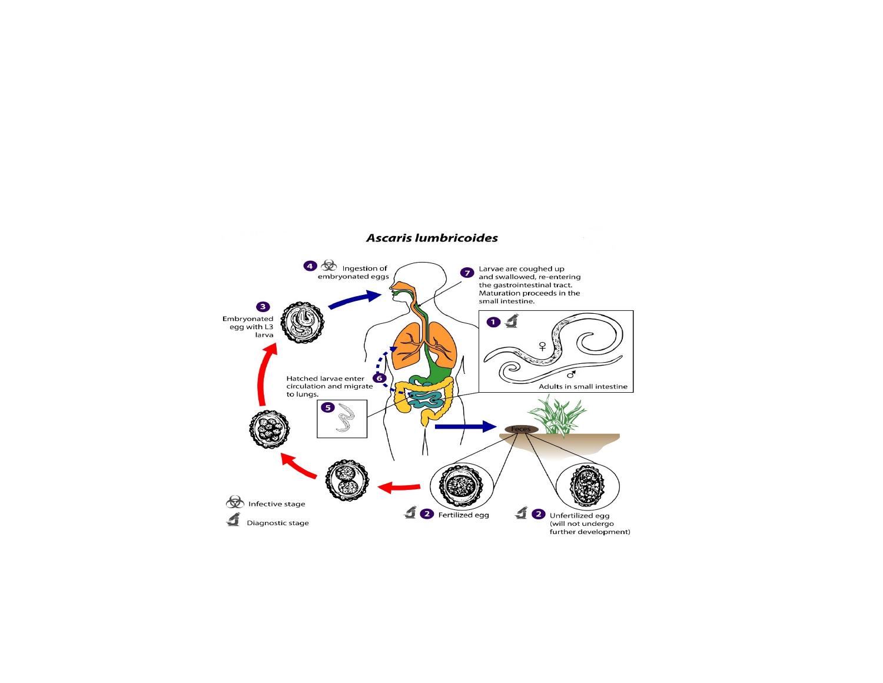## *Ascaris lumbricoides*

4 Ingestion of embryonated eggs

7 Larvae are coughed up and swallowed, re-entering the gastrointestinal tract. Maturation proceeds in the small intestine.

3 Embryonated egg with L3 larva

1 Adults in small intestine

♀

♂

6 Hatched larvae enter circulation and migrate to lungs.

5

Feces

2 Fertilized egg

2 Unfertilized egg (will not undergo further development)

Infective stage

Diagnostic stage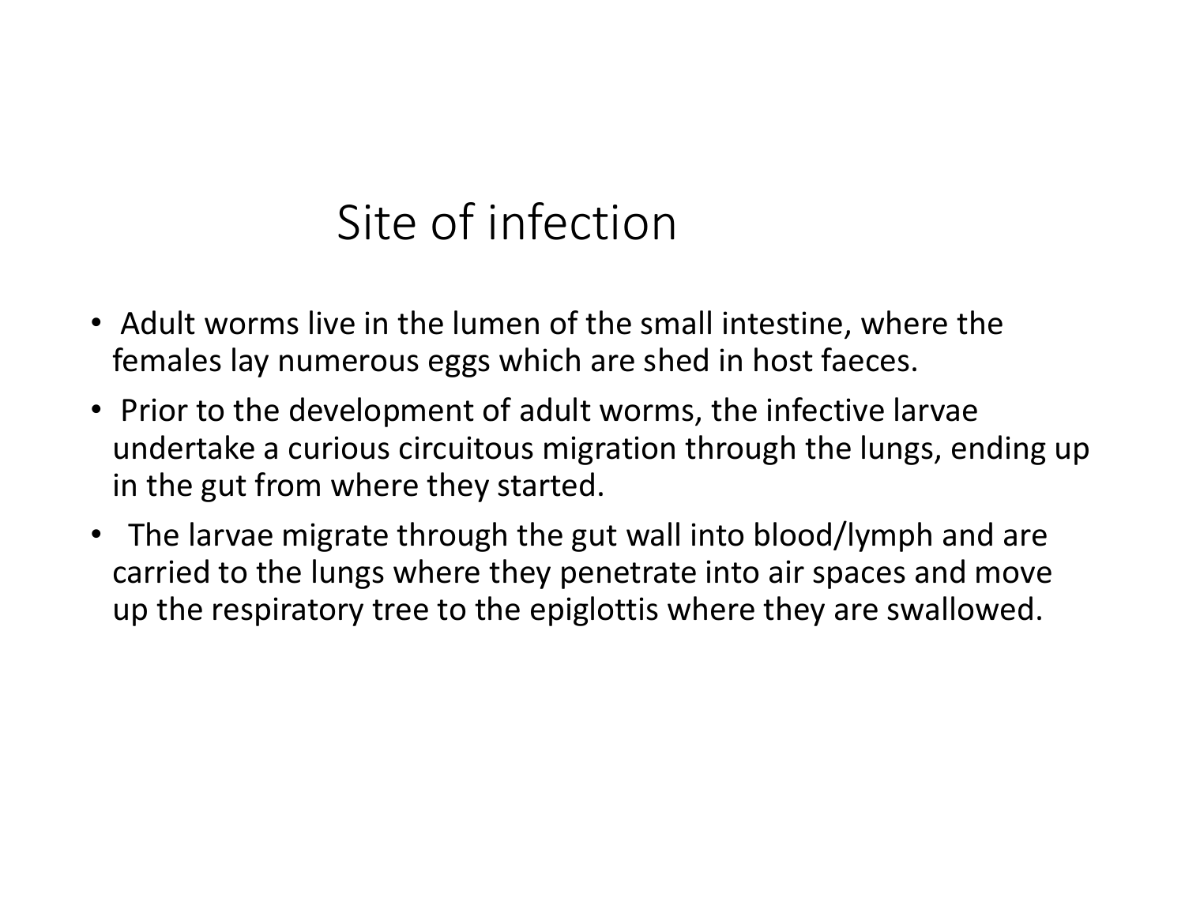# Site of infection

- Adult worms live in the lumen of the small intestine, where the females lay numerous eggs which are shed in host faeces.
- Prior to the development of adult worms, the infective larvae undertake a curious circuitous migration through the lungs, ending up in the gut from where they started.
- The larvae migrate through the gut wall into blood/lymph and are carried to the lungs where they penetrate into air spaces and move up the respiratory tree to the epiglottis where they are swallowed.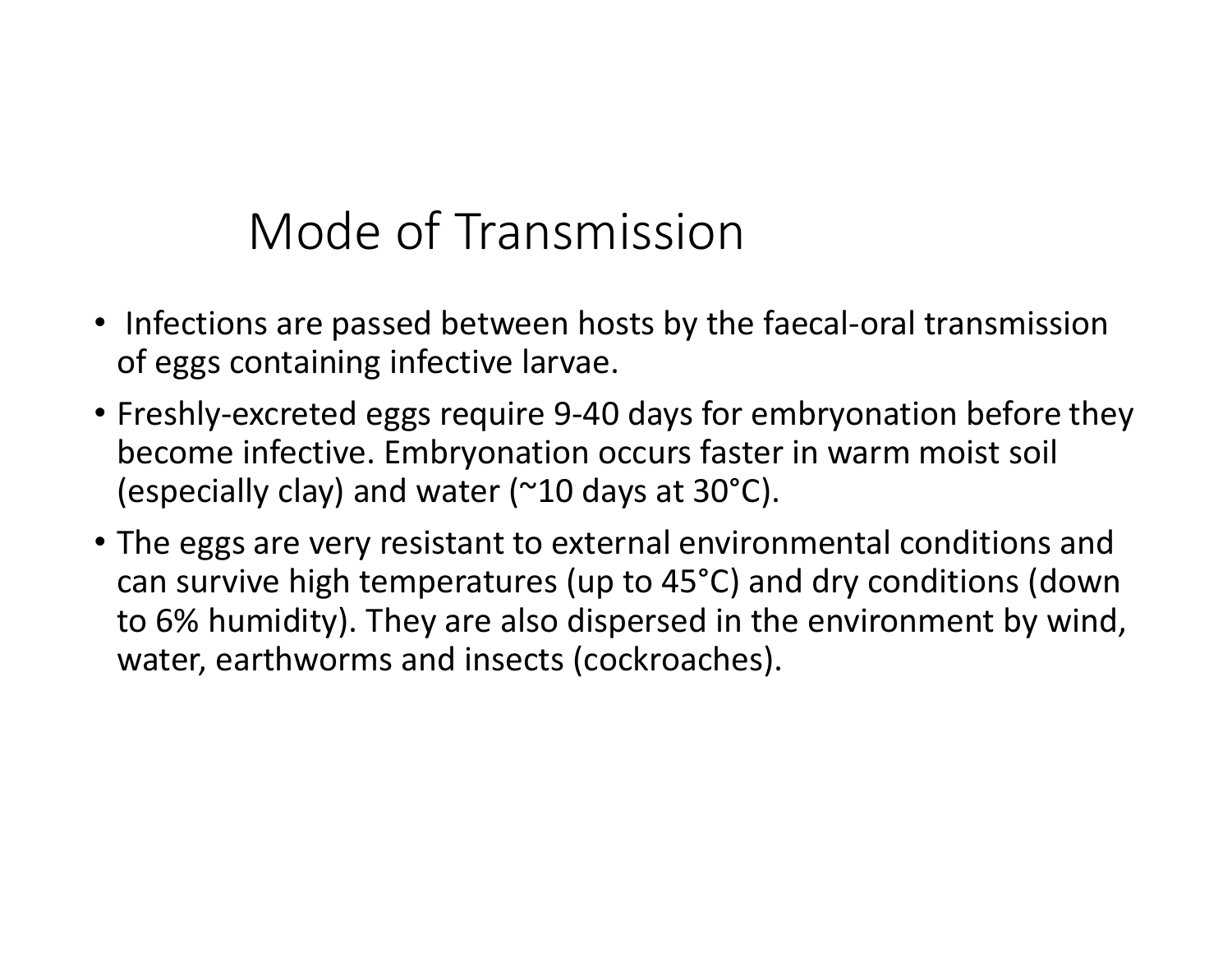# Mode of Transmission

- Infections are passed between hosts by the faecal-oral transmission of eggs containing infective larvae.
- Freshly-excreted eggs require 9-40 days for embryonation before they become infective. Embryonation occurs faster in warm moist soil (especially clay) and water (~10 days at 30°C).
- The eggs are very resistant to external environmental conditions and can survive high temperatures (up to 45°C) and dry conditions (down to 6% humidity). They are also dispersed in the environment by wind, water, earthworms and insects (cockroaches).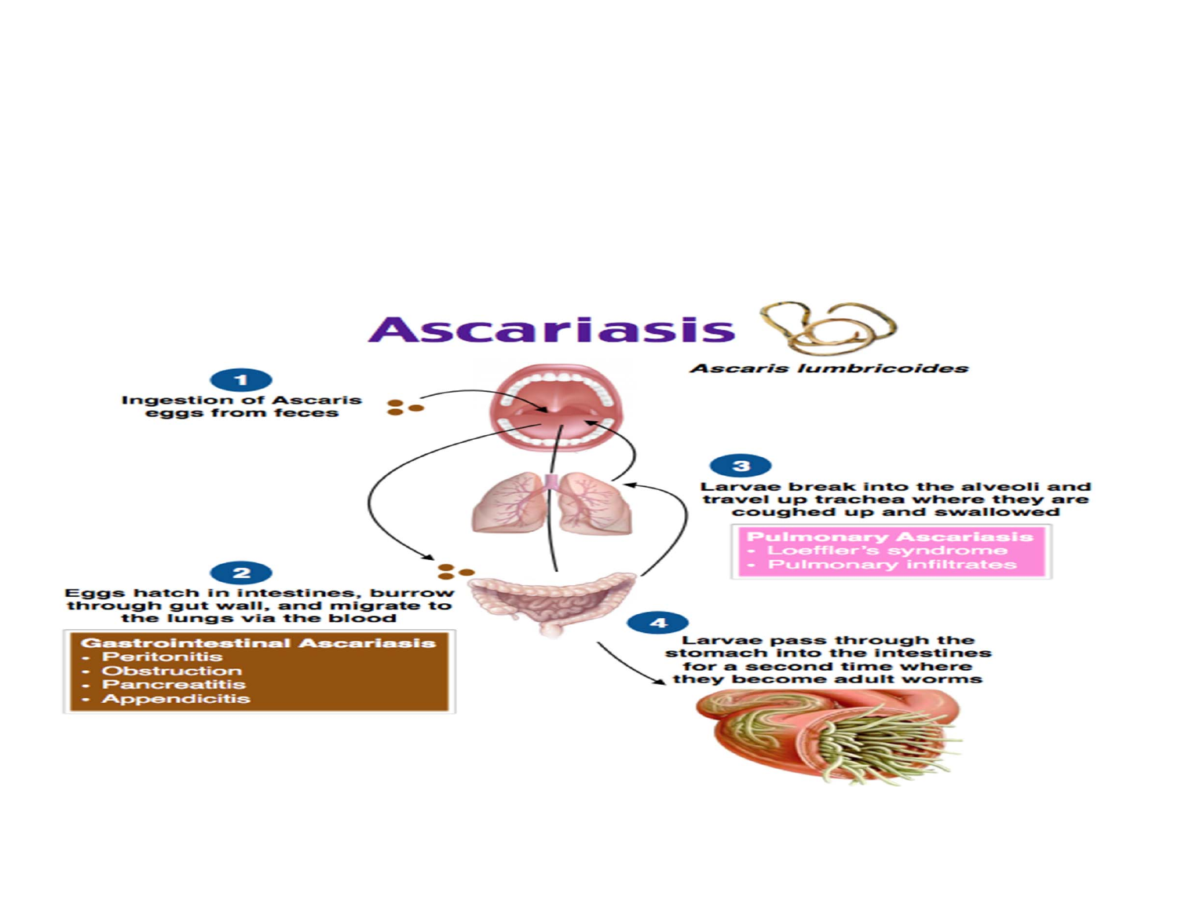# Ascariasis

*Ascaris lumbricoides*

1. Ingestion of Ascaris eggs from feces

2. Eggs hatch in intestines, burrow through gut wall, and migrate to the lungs via the blood

**Gastrointestinal Ascariasis**
- Peritonitis
- Obstruction
- Pancreatitis
- Appendicitis

3. Larvae break into the alveoli and travel up trachea where they are coughed up and swallowed

**Pulmonary Ascariasis**
- Loeffler's syndrome
- Pulmonary infiltrates

4. Larvae pass through the stomach into the intestines for a second time where they become adult worms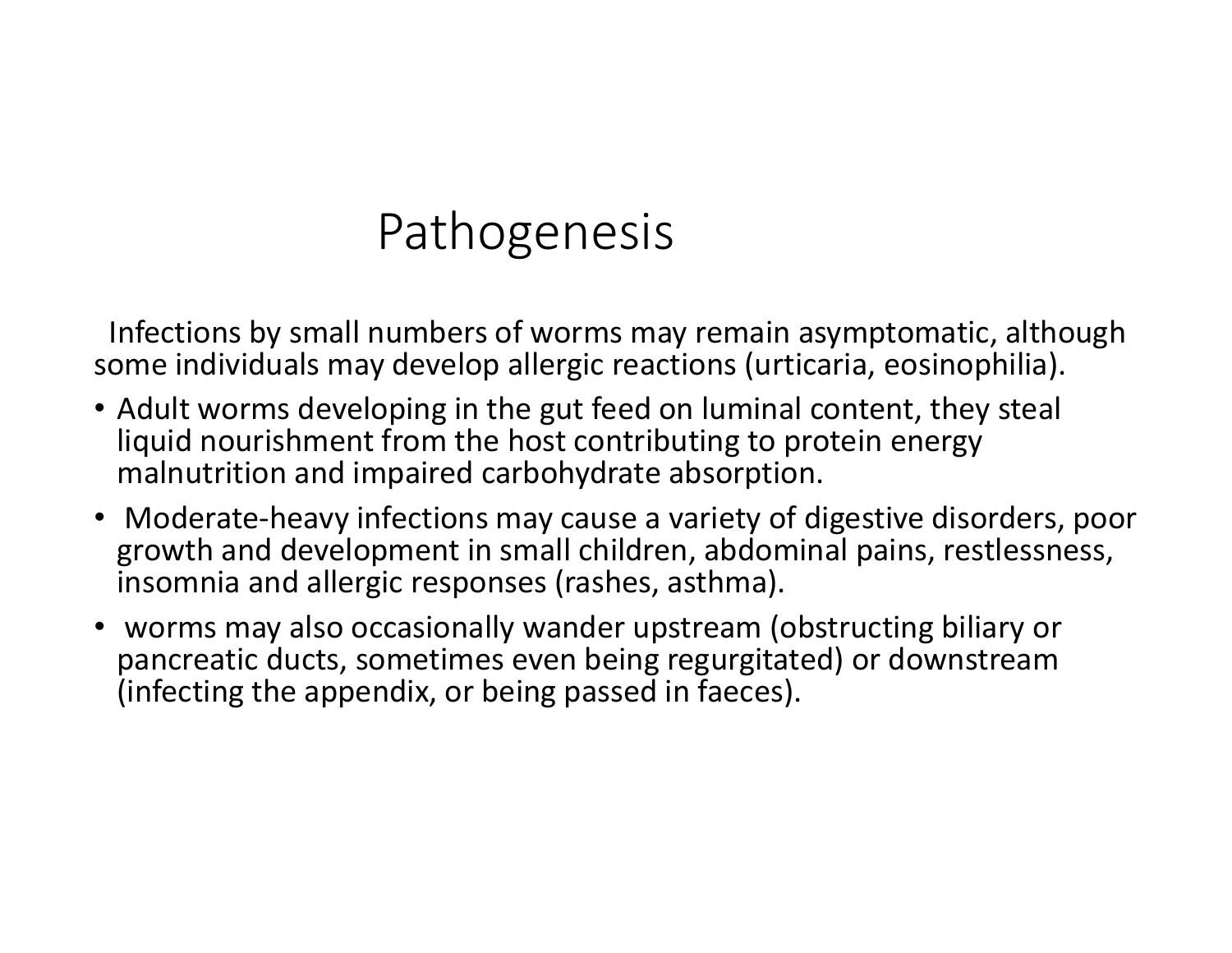# Pathogenesis

Infections by small numbers of worms may remain asymptomatic, although some individuals may develop allergic reactions (urticaria, eosinophilia).

- Adult worms developing in the gut feed on luminal content, they steal liquid nourishment from the host contributing to protein energy malnutrition and impaired carbohydrate absorption.
- Moderate-heavy infections may cause a variety of digestive disorders, poor growth and development in small children, abdominal pains, restlessness, insomnia and allergic responses (rashes, asthma).
- worms may also occasionally wander upstream (obstructing biliary or pancreatic ducts, sometimes even being regurgitated) or downstream (infecting the appendix, or being passed in faeces).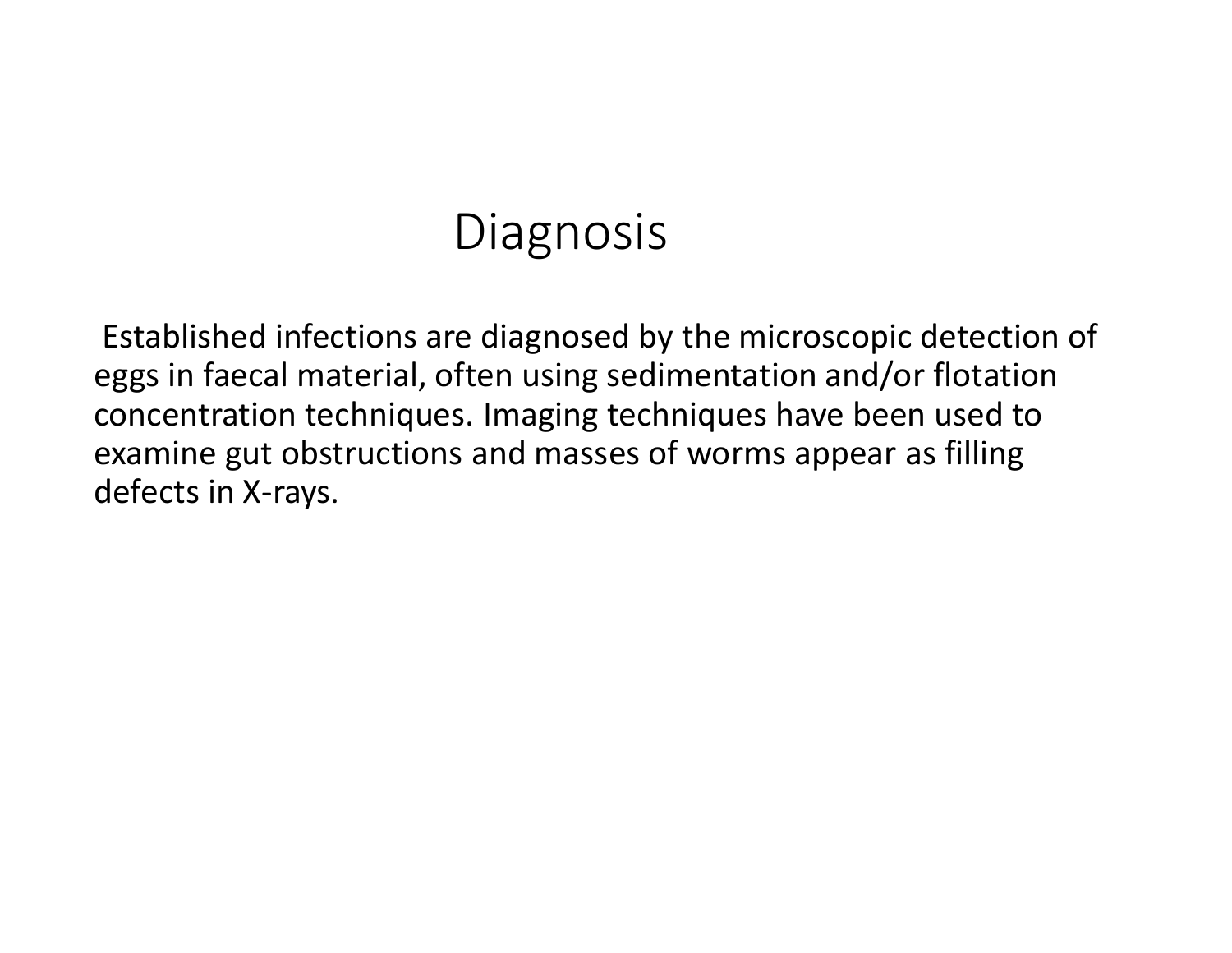# Diagnosis

Established infections are diagnosed by the microscopic detection of eggs in faecal material, often using sedimentation and/or flotation concentration techniques. Imaging techniques have been used to examine gut obstructions and masses of worms appear as filling defects in X-rays.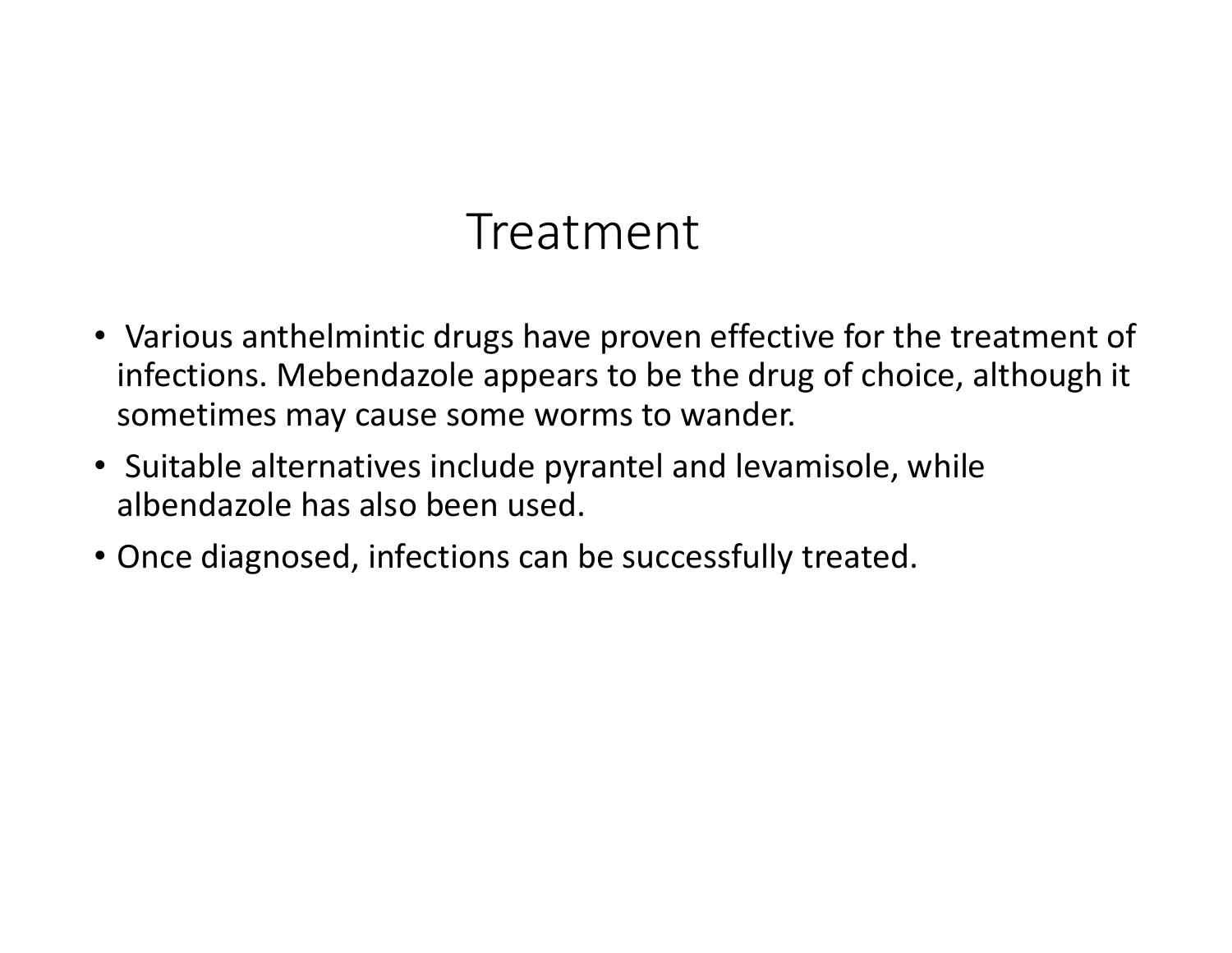# Treatment

- Various anthelmintic drugs have proven effective for the treatment of infections. Mebendazole appears to be the drug of choice, although it sometimes may cause some worms to wander.
- Suitable alternatives include pyrantel and levamisole, while albendazole has also been used.
- Once diagnosed, infections can be successfully treated.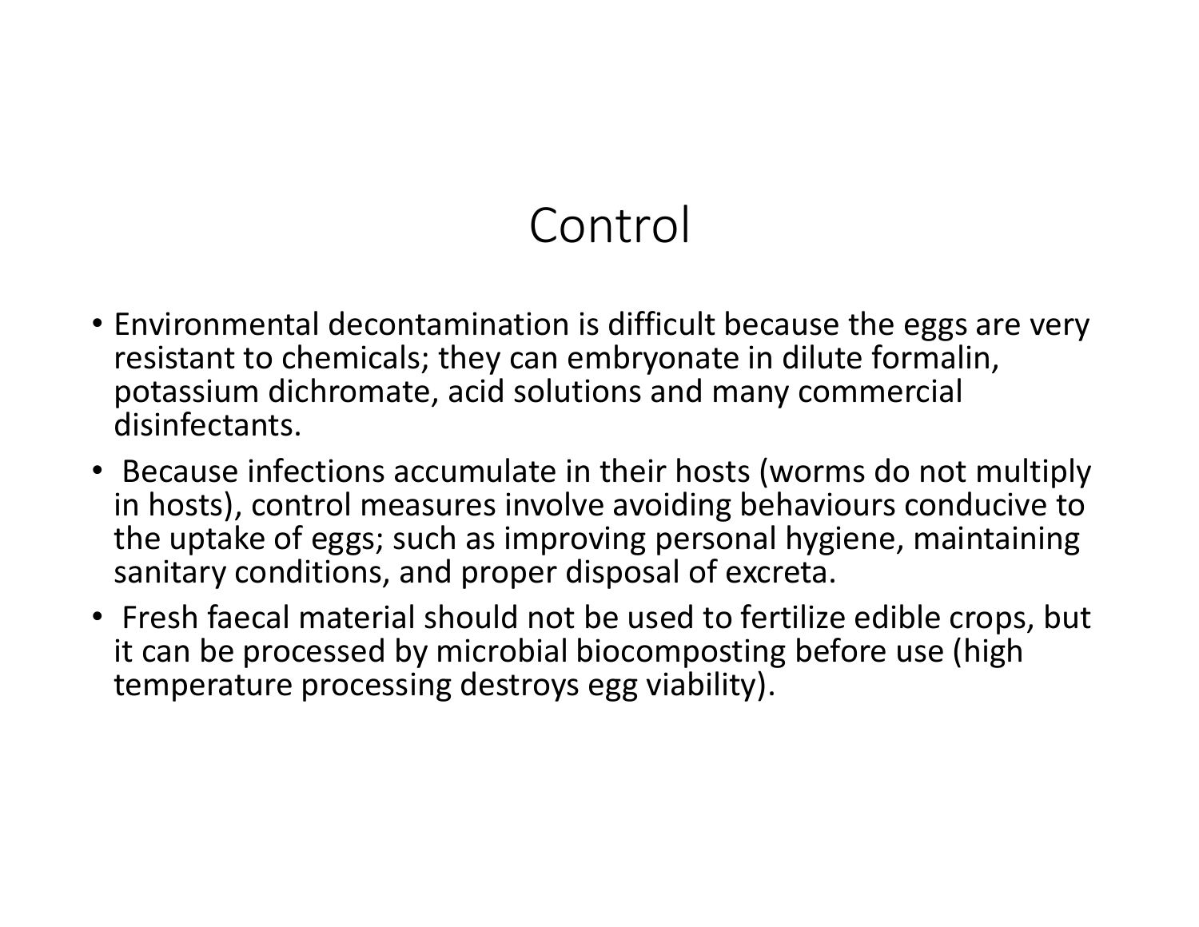# Control

- Environmental decontamination is difficult because the eggs are very resistant to chemicals; they can embryonate in dilute formalin, potassium dichromate, acid solutions and many commercial disinfectants.
- Because infections accumulate in their hosts (worms do not multiply in hosts), control measures involve avoiding behaviours conducive to the uptake of eggs; such as improving personal hygiene, maintaining sanitary conditions, and proper disposal of excreta.
- Fresh faecal material should not be used to fertilize edible crops, but it can be processed by microbial biocomposting before use (high temperature processing destroys egg viability).